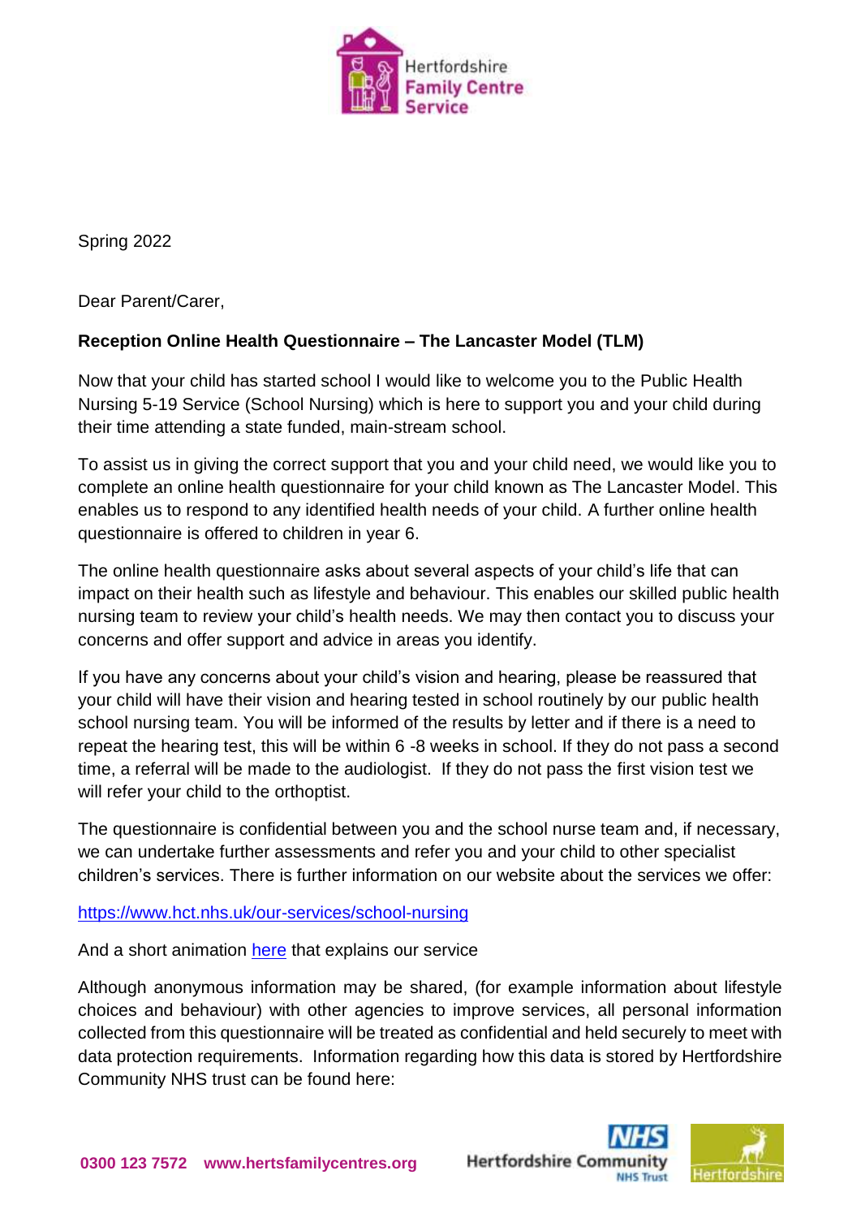Spring 2022

Dear Parent/Carer,

**Reception Online Health Questionnaire – The Lancaster Model (TLM)**

Now that your child has started school I would like to welcome you to the Public Health Nursing 5-19 Service (School Nursing) which is here to support you and your child during their time attending a state funded, main-stream school.

To assist us in giving the correct support that you and your child need, we would like you to complete an online health questionnaire for your child known as The Lancaster Model. This enables us to respond to any identified health needs of your child. A further online health questionnaire is offered to children in year 6.

The online health questionnaire asks about several aspects of your child's life that can impact on their health such as lifestyle and behaviour. This enables our skilled public health nursing team to review your child's health needs. We may then contact you to discuss your concerns and offer support and advice in areas you identify.

If you have any concerns about your child's vision and hearing, please be reassured that your child will have their vision and hearing tested in school routinely by our public health school nursing team. You will be informed of the results by letter and if there is a need to repeat the hearing test, this will be within 6 -8 weeks in school. If they do not pass a second time, a referral will be made to the audiologist. If they do not pass the first vision test we will refer your child to the orthoptist.

The questionnaire is confidential between you and the school nurse team and, if necessary, we can undertake further assessments and refer you and your child to other specialist children's services. There is further information on our website about the services we offer:

https://www.hct.nhs.uk/our-services/school-nursing

And a short animation here that explains our service

Although anonymous information may be shared, (for example information about lifestyle choices and behaviour) with other agencies to improve services, all personal information collected from this questionnaire will be treated as confidential and held securely to meet with data protection requirements. Information regarding how this data is stored by Hertfordshire Community NHS trust can be found here: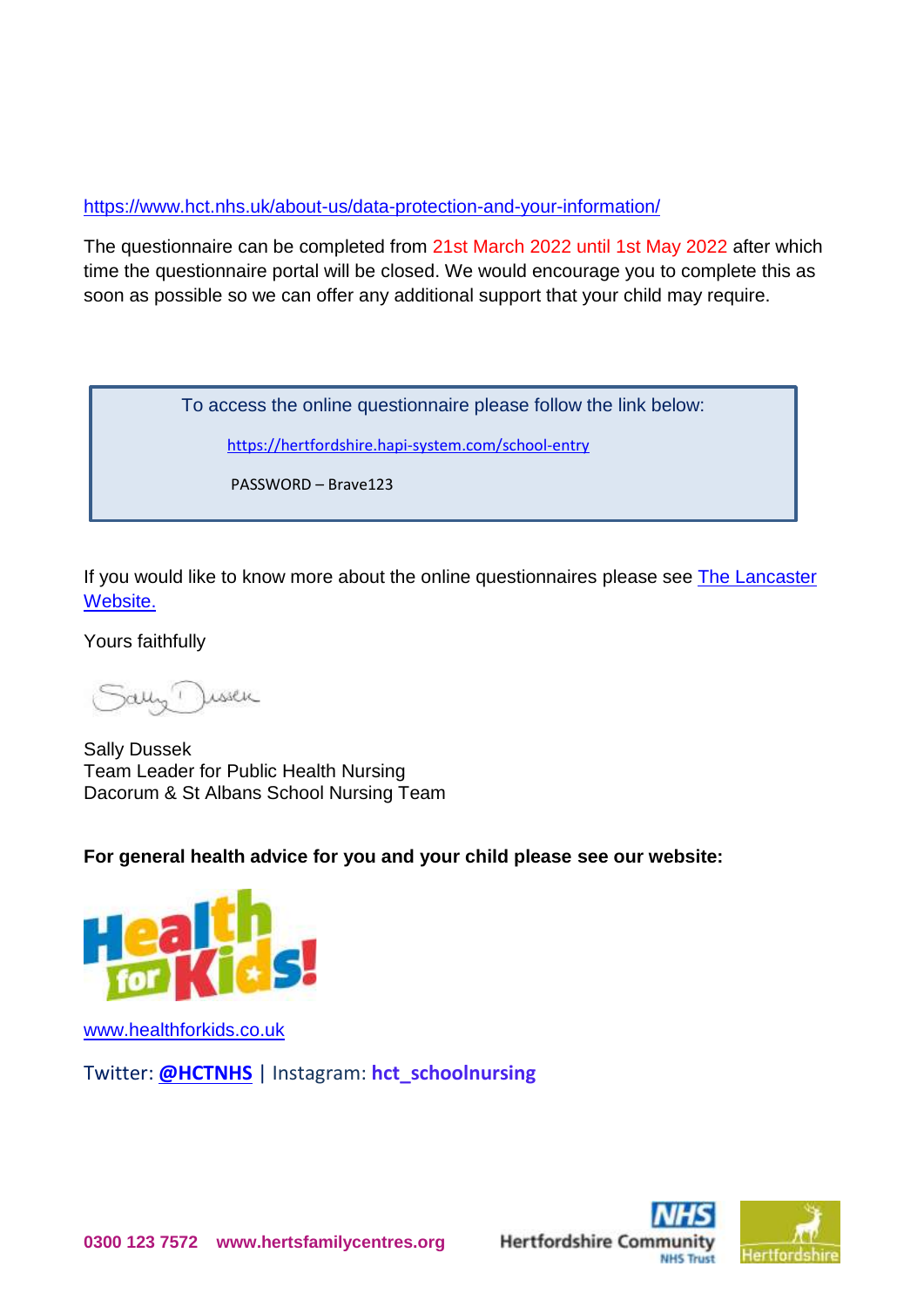https://www.hct.nhs.uk/about-us/data-protection-and-your-information/

The questionnaire can be completed from 21st March 2022 until 1st May 2022 after which time the questionnaire portal will be closed. We would encourage you to complete this as soon as possible so we can offer any additional support that your child may require.

> To access the online questionnaire please follow the link below:
>
> https://hertfordshire.hapi-system.com/school-entry
>
> PASSWORD – Brave123

If you would like to know more about the online questionnaires please see The Lancaster Website.

Yours faithfully

Sally Dussek
Team Leader for Public Health Nursing
Dacorum & St Albans School Nursing Team

**For general health advice for you and your child please see our website:**

www.healthforkids.co.uk

Twitter: **@HCTNHS** | Instagram: **hct_schoolnursing**

**0300 123 7572 www.hertsfamilycentres.org**